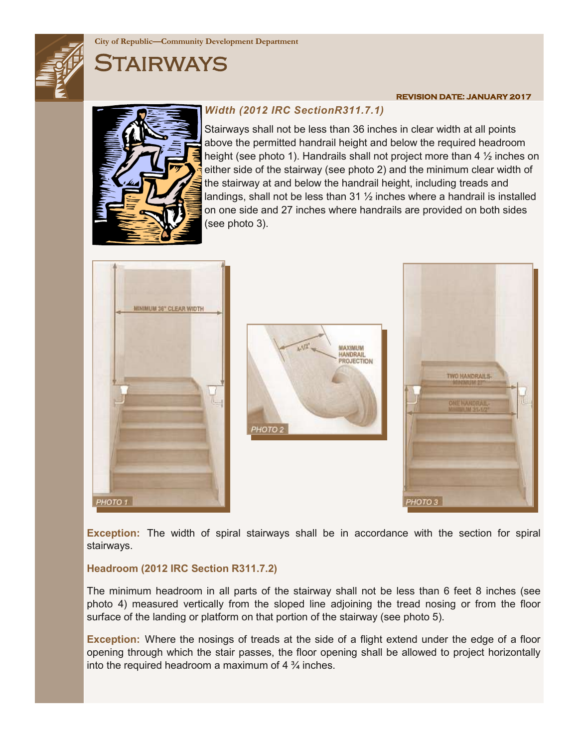City of Republic—Community Development Department

# Stairways

**REVISION DATE: JANUARY 2017**

### *Width (2012 IRC SectionR311.7.1)*

Stairways shall not be less than 36 inches in clear width at all points above the permitted handrail height and below the required headroom height (see photo 1). Handrails shall not project more than 4 ½ inches on either side of the stairway (see photo 2) and the minimum clear width of the stairway at and below the handrail height, including treads and landings, shall not be less than 31 ½ inches where a handrail is installed on one side and 27 inches where handrails are provided on both sides (see photo 3).

PHOTO 1

PHOTO 2

PHOTO 3

**Exception:** The width of spiral stairways shall be in accordance with the section for spiral stairways.

### Headroom (2012 IRC Section R311.7.2)

The minimum headroom in all parts of the stairway shall not be less than 6 feet 8 inches (see photo 4) measured vertically from the sloped line adjoining the tread nosing or from the floor surface of the landing or platform on that portion of the stairway (see photo 5).

**Exception:** Where the nosings of treads at the side of a flight extend under the edge of a floor opening through which the stair passes, the floor opening shall be allowed to project horizontally into the required headroom a maximum of 4 ¾ inches.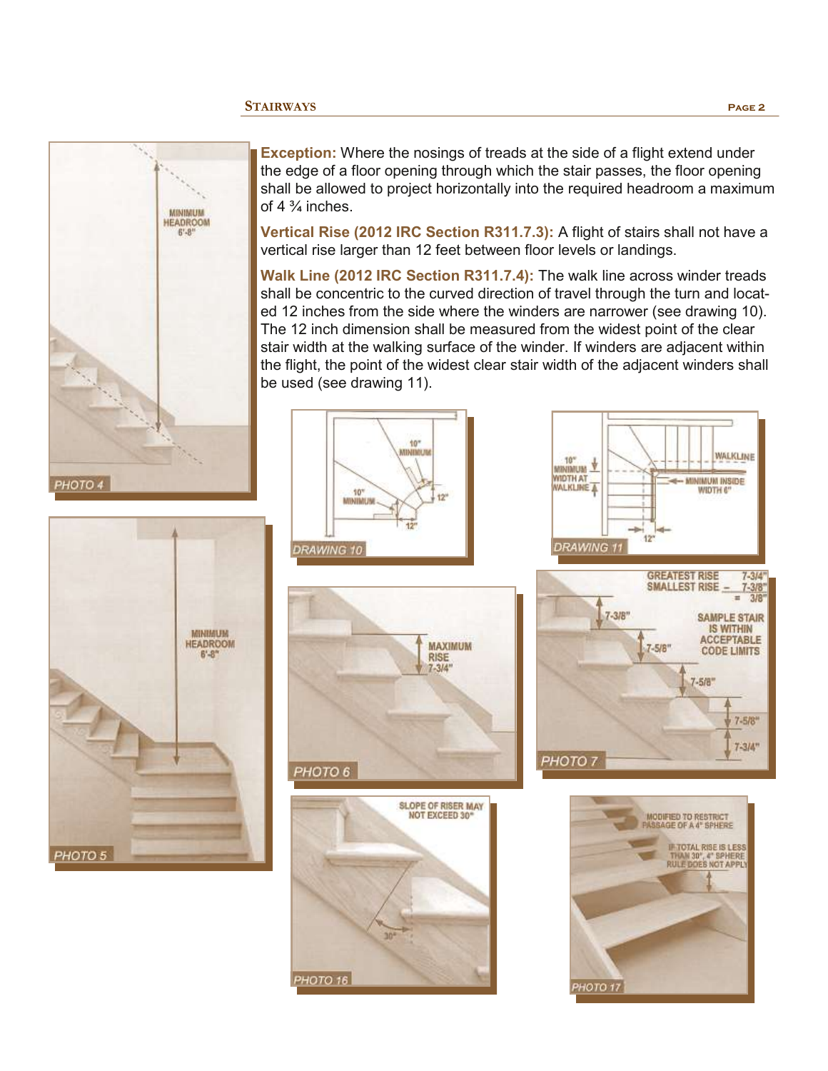**Exception:** Where the nosings of treads at the side of a flight extend under the edge of a floor opening through which the stair passes, the floor opening shall be allowed to project horizontally into the required headroom a maximum of 4 ¾ inches.

**Vertical Rise (2012 IRC Section R311.7.3):** A flight of stairs shall not have a vertical rise larger than 12 feet between floor levels or landings.

**Walk Line (2012 IRC Section R311.7.4):** The walk line across winder treads shall be concentric to the curved direction of travel through the turn and located 12 inches from the side where the winders are narrower (see drawing 10). The 12 inch dimension shall be measured from the widest point of the clear stair width at the walking surface of the winder. If winders are adjacent within the flight, the point of the widest clear stair width of the adjacent winders shall be used (see drawing 11).

PHOTO 4

PHOTO 5

DRAWING 10

DRAWING 11

PHOTO 6

PHOTO 7

PHOTO 16

PHOTO 17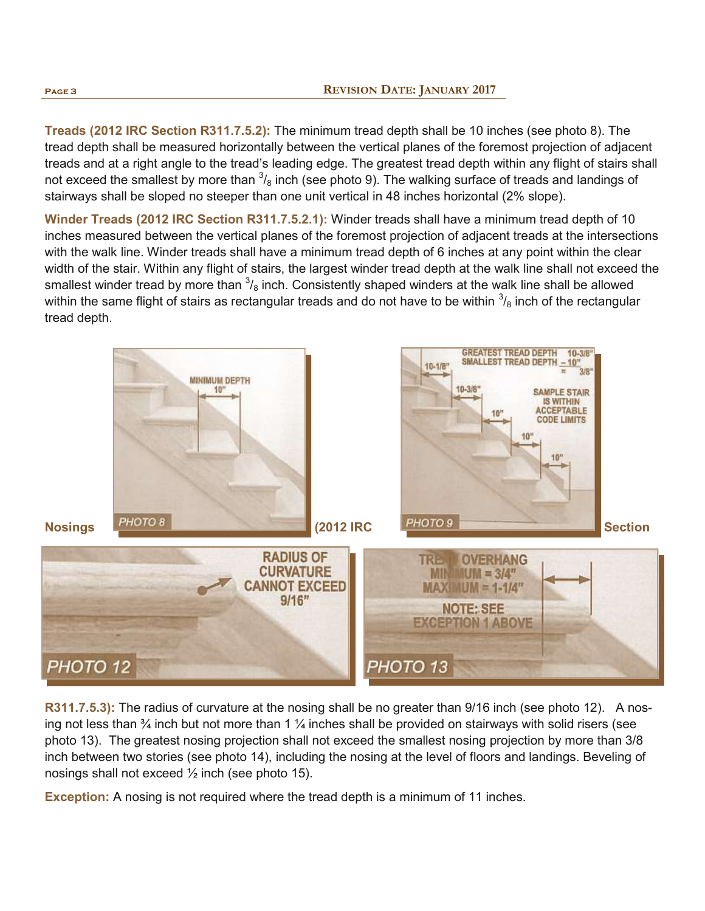**Treads (2012 IRC Section R311.7.5.2):** The minimum tread depth shall be 10 inches (see photo 8). The tread depth shall be measured horizontally between the vertical planes of the foremost projection of adjacent treads and at a right angle to the tread's leading edge. The greatest tread depth within any flight of stairs shall not exceed the smallest by more than $^{3}/_{8}$ inch (see photo 9). The walking surface of treads and landings of stairways shall be sloped no steeper than one unit vertical in 48 inches horizontal (2% slope).

**Winder Treads (2012 IRC Section R311.7.5.2.1):** Winder treads shall have a minimum tread depth of 10 inches measured between the vertical planes of the foremost projection of adjacent treads at the intersections with the walk line. Winder treads shall have a minimum tread depth of 6 inches at any point within the clear width of the stair. Within any flight of stairs, the largest winder tread depth at the walk line shall not exceed the smallest winder tread by more than $^{3}/_{8}$ inch. Consistently shaped winders at the walk line shall be allowed within the same flight of stairs as rectangular treads and do not have to be within $^{3}/_{8}$ inch of the rectangular tread depth.

PHOTO 8

PHOTO 9

PHOTO 12

PHOTO 13

**Nosings (2012 IRC Section R311.7.5.3):** The radius of curvature at the nosing shall be no greater than 9/16 inch (see photo 12). A nosing not less than ¾ inch but not more than 1 ¼ inches shall be provided on stairways with solid risers (see photo 13). The greatest nosing projection shall not exceed the smallest nosing projection by more than 3/8 inch between two stories (see photo 14), including the nosing at the level of floors and landings. Beveling of nosings shall not exceed ½ inch (see photo 15).

**Exception:** A nosing is not required where the tread depth is a minimum of 11 inches.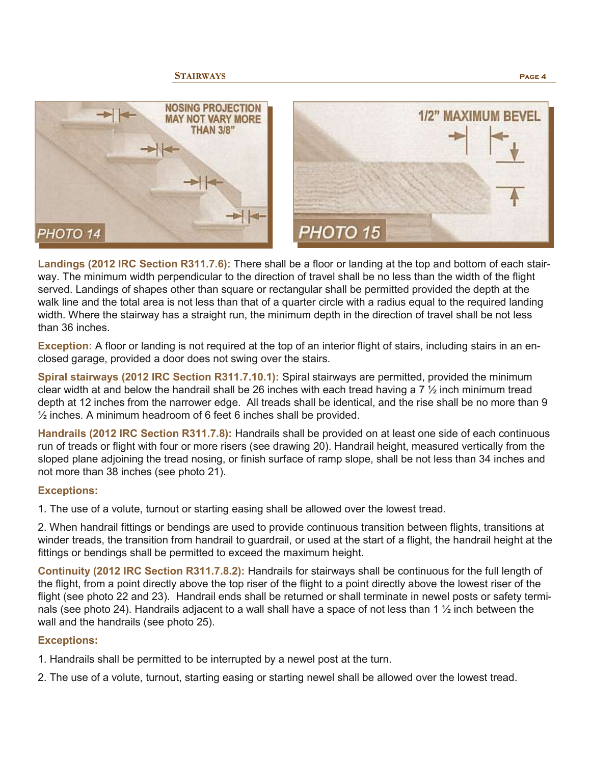**Landings (2012 IRC Section R311.7.6):** There shall be a floor or landing at the top and bottom of each stairway. The minimum width perpendicular to the direction of travel shall be no less than the width of the flight served. Landings of shapes other than square or rectangular shall be permitted provided the depth at the walk line and the total area is not less than that of a quarter circle with a radius equal to the required landing width. Where the stairway has a straight run, the minimum depth in the direction of travel shall be not less than 36 inches.

**Exception:** A floor or landing is not required at the top of an interior flight of stairs, including stairs in an enclosed garage, provided a door does not swing over the stairs.

**Spiral stairways (2012 IRC Section R311.7.10.1):** Spiral stairways are permitted, provided the minimum clear width at and below the handrail shall be 26 inches with each tread having a 7 ½ inch minimum tread depth at 12 inches from the narrower edge. All treads shall be identical, and the rise shall be no more than 9 ½ inches. A minimum headroom of 6 feet 6 inches shall be provided.

**Handrails (2012 IRC Section R311.7.8):** Handrails shall be provided on at least one side of each continuous run of treads or flight with four or more risers (see drawing 20). Handrail height, measured vertically from the sloped plane adjoining the tread nosing, or finish surface of ramp slope, shall be not less than 34 inches and not more than 38 inches (see photo 21).

**Exceptions:**

1. The use of a volute, turnout or starting easing shall be allowed over the lowest tread.

2. When handrail fittings or bendings are used to provide continuous transition between flights, transitions at winder treads, the transition from handrail to guardrail, or used at the start of a flight, the handrail height at the fittings or bendings shall be permitted to exceed the maximum height.

**Continuity (2012 IRC Section R311.7.8.2):** Handrails for stairways shall be continuous for the full length of the flight, from a point directly above the top riser of the flight to a point directly above the lowest riser of the flight (see photo 22 and 23). Handrail ends shall be returned or shall terminate in newel posts or safety terminals (see photo 24). Handrails adjacent to a wall shall have a space of not less than 1 ½ inch between the wall and the handrails (see photo 25).

**Exceptions:**

1. Handrails shall be permitted to be interrupted by a newel post at the turn.

2. The use of a volute, turnout, starting easing or starting newel shall be allowed over the lowest tread.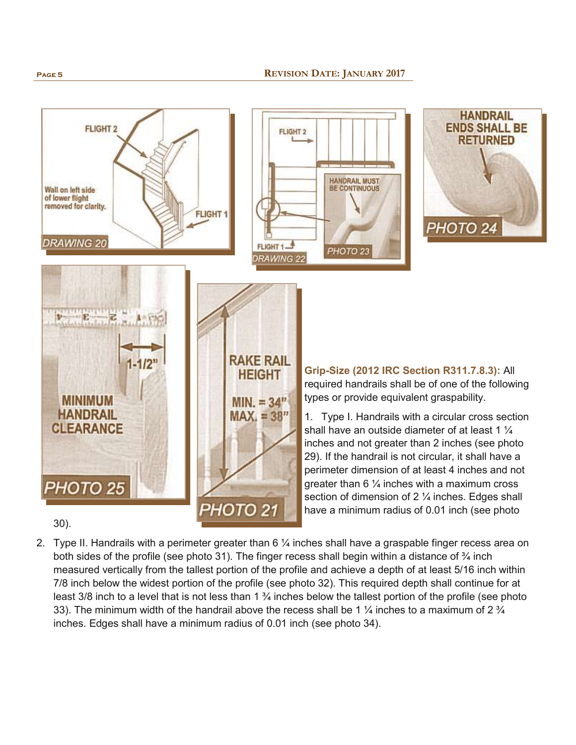**Grip-Size (2012 IRC Section R311.7.8.3):** All required handrails shall be of one of the following types or provide equivalent graspability.

1. Type I. Handrails with a circular cross section shall have an outside diameter of at least 1 ¼ inches and not greater than 2 inches (see photo 29). If the handrail is not circular, it shall have a perimeter dimension of at least 4 inches and not greater than 6 ¼ inches with a maximum cross section of dimension of 2 ¼ inches. Edges shall have a minimum radius of 0.01 inch (see photo 30).

2. Type II. Handrails with a perimeter greater than 6 ¼ inches shall have a graspable finger recess area on both sides of the profile (see photo 31). The finger recess shall begin within a distance of ¾ inch measured vertically from the tallest portion of the profile and achieve a depth of at least 5/16 inch within 7/8 inch below the widest portion of the profile (see photo 32). This required depth shall continue for at least 3/8 inch to a level that is not less than 1 ¾ inches below the tallest portion of the profile (see photo 33). The minimum width of the handrail above the recess shall be 1 ¼ inches to a maximum of 2 ¾ inches. Edges shall have a minimum radius of 0.01 inch (see photo 34).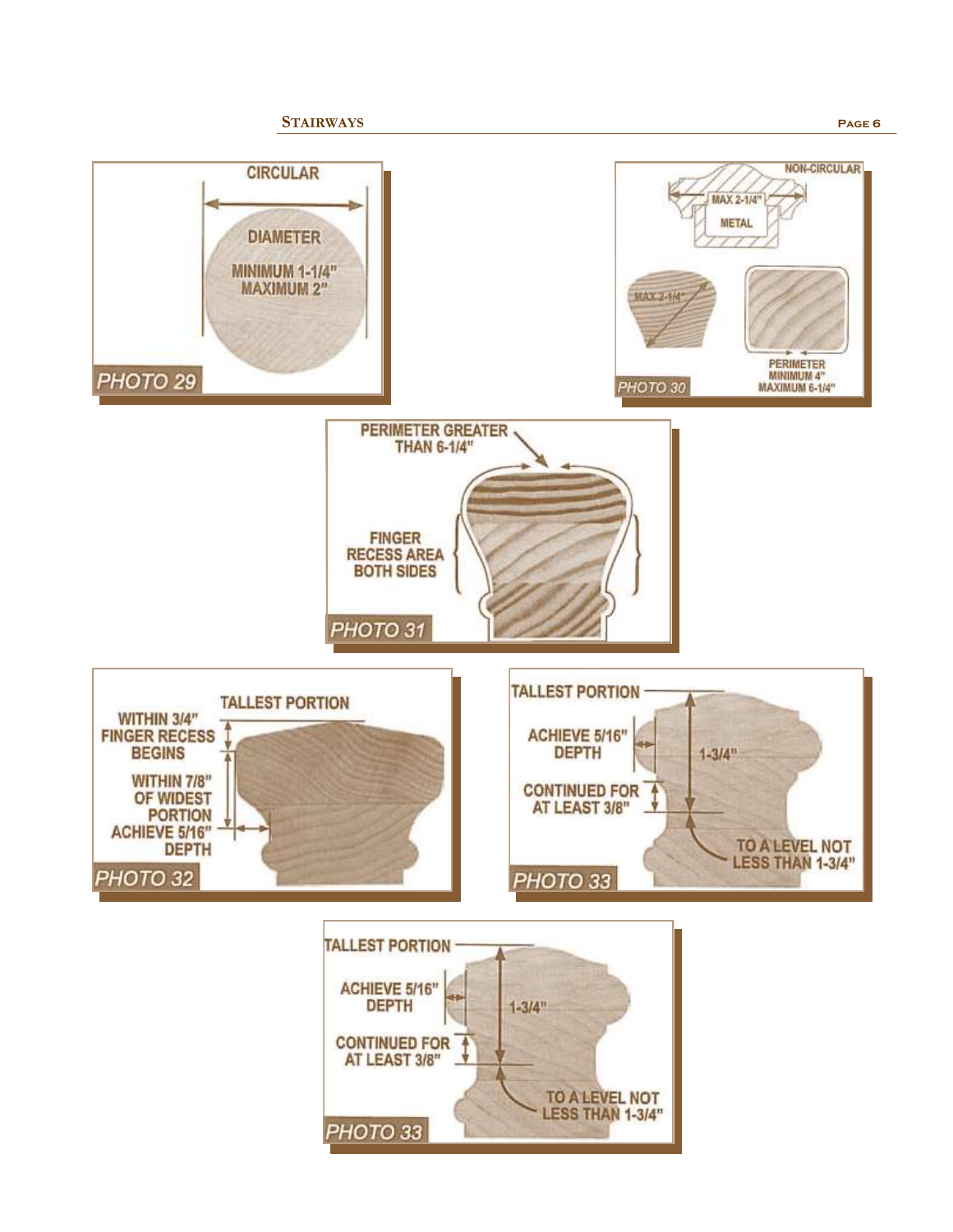CIRCULAR

DIAMETER

MINIMUM 1-1/4"
MAXIMUM 2"

PHOTO 29

NON-CIRCULAR

MAX 2-1/4"

METAL

MAX 2-1/4"

PERIMETER
MINIMUM 4"
MAXIMUM 6-1/4"

PHOTO 30

PERIMETER GREATER THAN 6-1/4"

FINGER RECESS AREA BOTH SIDES

PHOTO 31

TALLEST PORTION

WITHIN 3/4" FINGER RECESS BEGINS

WITHIN 7/8" OF WIDEST PORTION ACHIEVE 5/16" DEPTH

PHOTO 32

TALLEST PORTION

ACHIEVE 5/16" DEPTH

1-3/4"

CONTINUED FOR AT LEAST 3/8"

TO A LEVEL NOT LESS THAN 1-3/4"

PHOTO 33

TALLEST PORTION

ACHIEVE 5/16" DEPTH

1-3/4"

CONTINUED FOR AT LEAST 3/8"

TO A LEVEL NOT LESS THAN 1-3/4"

PHOTO 33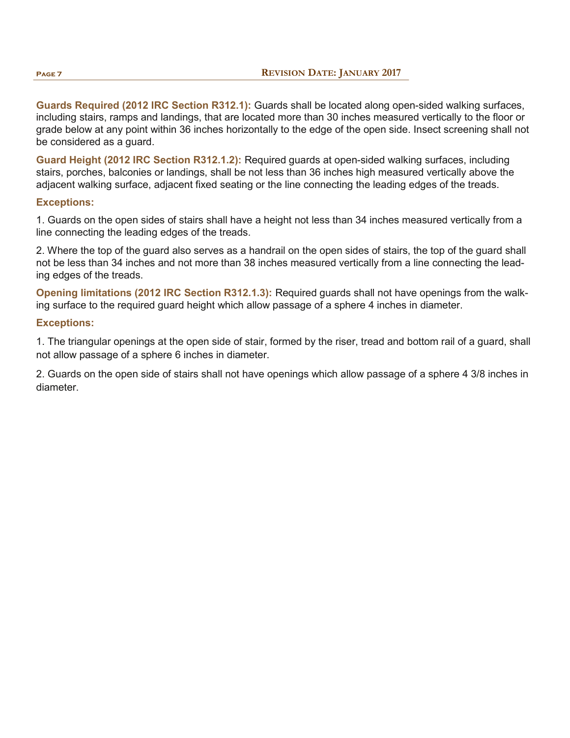**Guards Required (2012 IRC Section R312.1):** Guards shall be located along open-sided walking surfaces, including stairs, ramps and landings, that are located more than 30 inches measured vertically to the floor or grade below at any point within 36 inches horizontally to the edge of the open side. Insect screening shall not be considered as a guard.

**Guard Height (2012 IRC Section R312.1.2):** Required guards at open-sided walking surfaces, including stairs, porches, balconies or landings, shall be not less than 36 inches high measured vertically above the adjacent walking surface, adjacent fixed seating or the line connecting the leading edges of the treads.

**Exceptions:**

1. Guards on the open sides of stairs shall have a height not less than 34 inches measured vertically from a line connecting the leading edges of the treads.

2. Where the top of the guard also serves as a handrail on the open sides of stairs, the top of the guard shall not be less than 34 inches and not more than 38 inches measured vertically from a line connecting the leading edges of the treads.

**Opening limitations (2012 IRC Section R312.1.3):** Required guards shall not have openings from the walking surface to the required guard height which allow passage of a sphere 4 inches in diameter.

**Exceptions:**

1. The triangular openings at the open side of stair, formed by the riser, tread and bottom rail of a guard, shall not allow passage of a sphere 6 inches in diameter.

2. Guards on the open side of stairs shall not have openings which allow passage of a sphere 4 3/8 inches in diameter.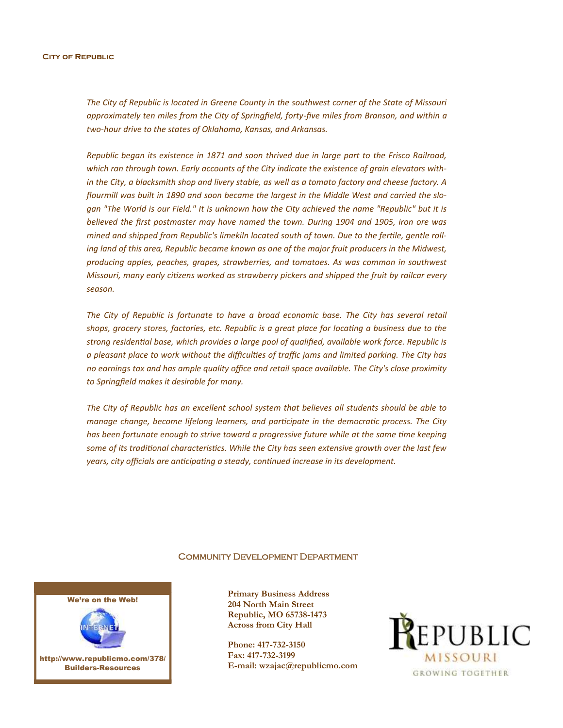## City of Republic

*The City of Republic is located in Greene County in the southwest corner of the State of Missouri approximately ten miles from the City of Springfield, forty-five miles from Branson, and within a two-hour drive to the states of Oklahoma, Kansas, and Arkansas.*

*Republic began its existence in 1871 and soon thrived due in large part to the Frisco Railroad, which ran through town. Early accounts of the City indicate the existence of grain elevators within the City, a blacksmith shop and livery stable, as well as a tomato factory and cheese factory. A flourmill was built in 1890 and soon became the largest in the Middle West and carried the slogan "The World is our Field." It is unknown how the City achieved the name "Republic" but it is believed the first postmaster may have named the town. During 1904 and 1905, iron ore was mined and shipped from Republic's limekiln located south of town. Due to the fertile, gentle rolling land of this area, Republic became known as one of the major fruit producers in the Midwest, producing apples, peaches, grapes, strawberries, and tomatoes. As was common in southwest Missouri, many early citizens worked as strawberry pickers and shipped the fruit by railcar every season.*

*The City of Republic is fortunate to have a broad economic base. The City has several retail shops, grocery stores, factories, etc. Republic is a great place for locating a business due to the strong residential base, which provides a large pool of qualified, available work force. Republic is a pleasant place to work without the difficulties of traffic jams and limited parking. The City has no earnings tax and has ample quality office and retail space available. The City's close proximity to Springfield makes it desirable for many.*

*The City of Republic has an excellent school system that believes all students should be able to manage change, become lifelong learners, and participate in the democratic process. The City has been fortunate enough to strive toward a progressive future while at the same time keeping some of its traditional characteristics. While the City has seen extensive growth over the last few years, city officials are anticipating a steady, continued increase in its development.*

## Community Development Department

**We're on the Web!**

http://www.republicmo.com/378/Builders-Resources

**Primary Business Address**
**204 North Main Street**
**Republic, MO 65738-1473**
**Across from City Hall**

**Phone: 417-732-3150**
**Fax: 417-732-3199**
**E-mail: wzajac@republicmo.com**

REPUBLIC MISSOURI
GROWING TOGETHER